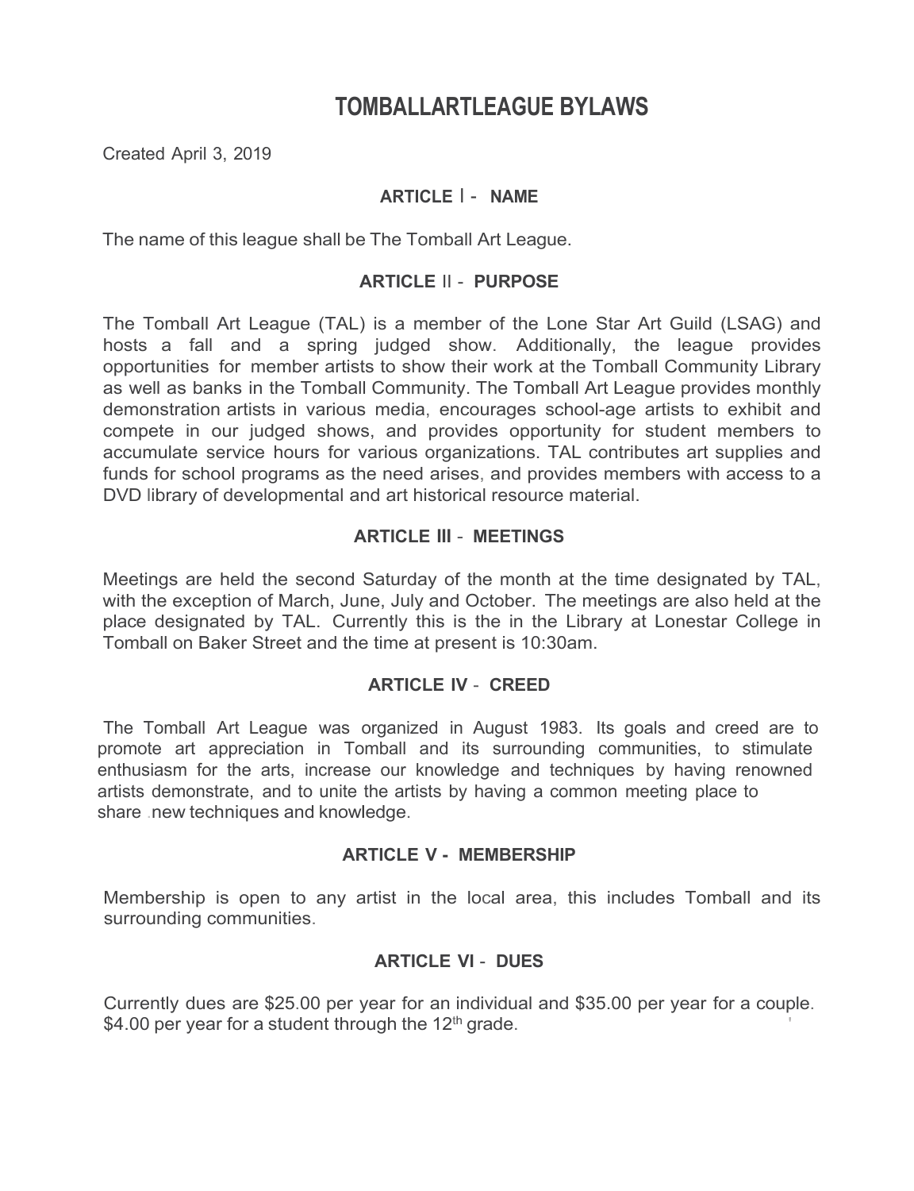# TOMBALLARTLEAGUE BYLAWS

Created April 3, 2019

## ARTICLE I - NAME

The name of this league shall be The Tomball Art League.

## ARTICLE II - PURPOSE

The Tomball Art League (TAL) is a member of the Lone Star Art Guild (LSAG) and hosts a fall and a spring judged show. Additionally, the league provides opportunities for member artists to show their work at the Tomball Community Library as well as banks in the Tomball Community. The Tomball Art League provides monthly demonstration artists in various media, encourages school-age artists to exhibit and compete in our judged shows, and provides opportunity for student members to accumulate service hours for various organizations. TAL contributes art supplies and funds for school programs as the need arises, and provides members with access to a DVD library of developmental and art historical resource material.

## ARTICLE III - MEETINGS

Meetings are held the second Saturday of the month at the time designated by TAL, with the exception of March, June, July and October. The meetings are also held at the place designated by TAL. Currently this is the in the Library at Lonestar College in Tomball on Baker Street and the time at present is 10:30am.

## ARTICLE IV - CREED

The Tomball Art League was organized in August 1983. Its goals and creed are to promote art appreciation in Tomball and its surrounding communities, to stimulate enthusiasm for the arts, increase our knowledge and techniques by having renowned artists demonstrate, and to unite the artists by having a common meeting place to share new techniques and knowledge.

## ARTICLE V - MEMBERSHIP

Membership is open to any artist in the local area, this includes Tomball and its surrounding communities.

## ARTICLE VI - DUES

Currently dues are $25.00 per year for an individual and $35.00 per year for a couple. $4.00 per year for a student through the 12th grade.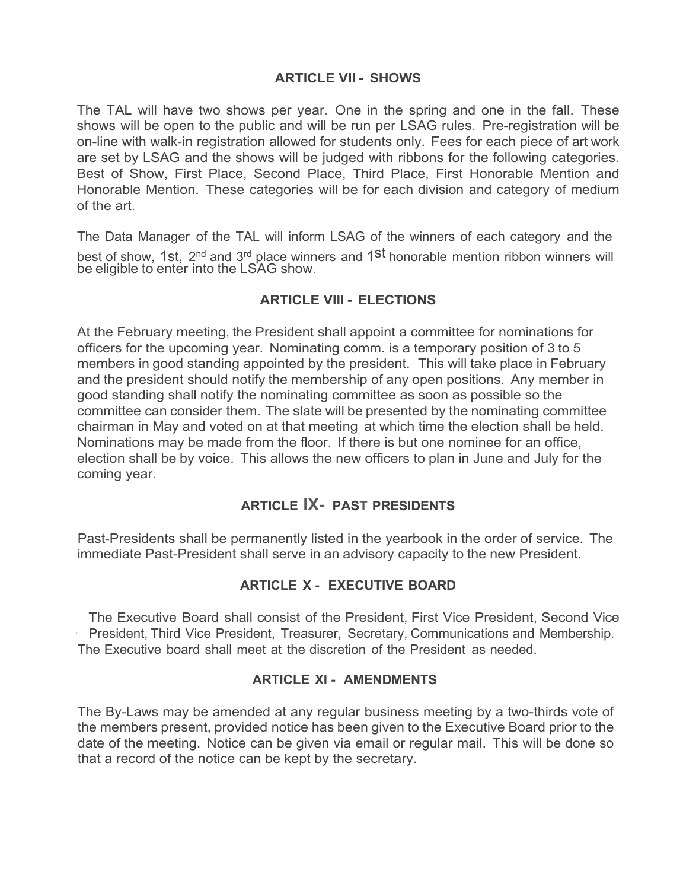## ARTICLE VII - SHOWS

The TAL will have two shows per year. One in the spring and one in the fall. These shows will be open to the public and will be run per LSAG rules. Pre-registration will be on-line with walk-in registration allowed for students only. Fees for each piece of art work are set by LSAG and the shows will be judged with ribbons for the following categories. Best of Show, First Place, Second Place, Third Place, First Honorable Mention and Honorable Mention. These categories will be for each division and category of medium of the art.

The Data Manager of the TAL will inform LSAG of the winners of each category and the best of show, 1st, 2nd and 3rd place winners and 1st honorable mention ribbon winners will be eligible to enter into the LSAG show.

## ARTICLE VIII - ELECTIONS

At the February meeting, the President shall appoint a committee for nominations for officers for the upcoming year. Nominating comm. is a temporary position of 3 to 5 members in good standing appointed by the president. This will take place in February and the president should notify the membership of any open positions. Any member in good standing shall notify the nominating committee as soon as possible so the committee can consider them. The slate will be presented by the nominating committee chairman in May and voted on at that meeting at which time the election shall be held. Nominations may be made from the floor. If there is but one nominee for an office, election shall be by voice. This allows the new officers to plan in June and July for the coming year.

## ARTICLE IX- PAST PRESIDENTS

Past-Presidents shall be permanently listed in the yearbook in the order of service. The immediate Past-President shall serve in an advisory capacity to the new President.

## ARTICLE X - EXECUTIVE BOARD

The Executive Board shall consist of the President, First Vice President, Second Vice President, Third Vice President, Treasurer, Secretary, Communications and Membership. The Executive board shall meet at the discretion of the President as needed.

## ARTICLE XI - AMENDMENTS

The By-Laws may be amended at any regular business meeting by a two-thirds vote of the members present, provided notice has been given to the Executive Board prior to the date of the meeting. Notice can be given via email or regular mail. This will be done so that a record of the notice can be kept by the secretary.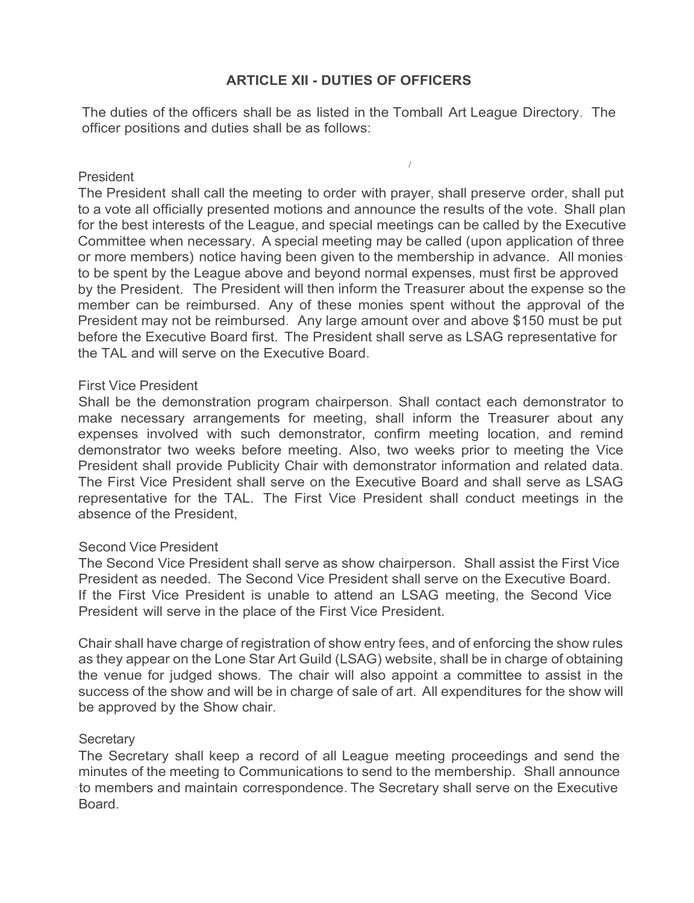## ARTICLE XII - DUTIES OF OFFICERS

The duties of the officers shall be as listed in the Tomball Art League Directory. The officer positions and duties shall be as follows:

### President

The President shall call the meeting to order with prayer, shall preserve order, shall put to a vote all officially presented motions and announce the results of the vote. Shall plan for the best interests of the League, and special meetings can be called by the Executive Committee when necessary. A special meeting may be called (upon application of three or more members) notice having been given to the membership in advance. All monies to be spent by the League above and beyond normal expenses, must first be approved by the President. The President will then inform the Treasurer about the expense so the member can be reimbursed. Any of these monies spent without the approval of the President may not be reimbursed. Any large amount over and above $150 must be put before the Executive Board first. The President shall serve as LSAG representative for the TAL and will serve on the Executive Board.

### First Vice President

Shall be the demonstration program chairperson. Shall contact each demonstrator to make necessary arrangements for meeting, shall inform the Treasurer about any expenses involved with such demonstrator, confirm meeting location, and remind demonstrator two weeks before meeting. Also, two weeks prior to meeting the Vice President shall provide Publicity Chair with demonstrator information and related data. The First Vice President shall serve on the Executive Board and shall serve as LSAG representative for the TAL. The First Vice President shall conduct meetings in the absence of the President,

### Second Vice President

The Second Vice President shall serve as show chairperson. Shall assist the First Vice President as needed. The Second Vice President shall serve on the Executive Board. If the First Vice President is unable to attend an LSAG meeting, the Second Vice President will serve in the place of the First Vice President.

Chair shall have charge of registration of show entry fees, and of enforcing the show rules as they appear on the Lone Star Art Guild (LSAG) website, shall be in charge of obtaining the venue for judged shows. The chair will also appoint a committee to assist in the success of the show and will be in charge of sale of art. All expenditures for the show will be approved by the Show chair.

### Secretary

The Secretary shall keep a record of all League meeting proceedings and send the minutes of the meeting to Communications to send to the membership. Shall announce to members and maintain correspondence. The Secretary shall serve on the Executive Board.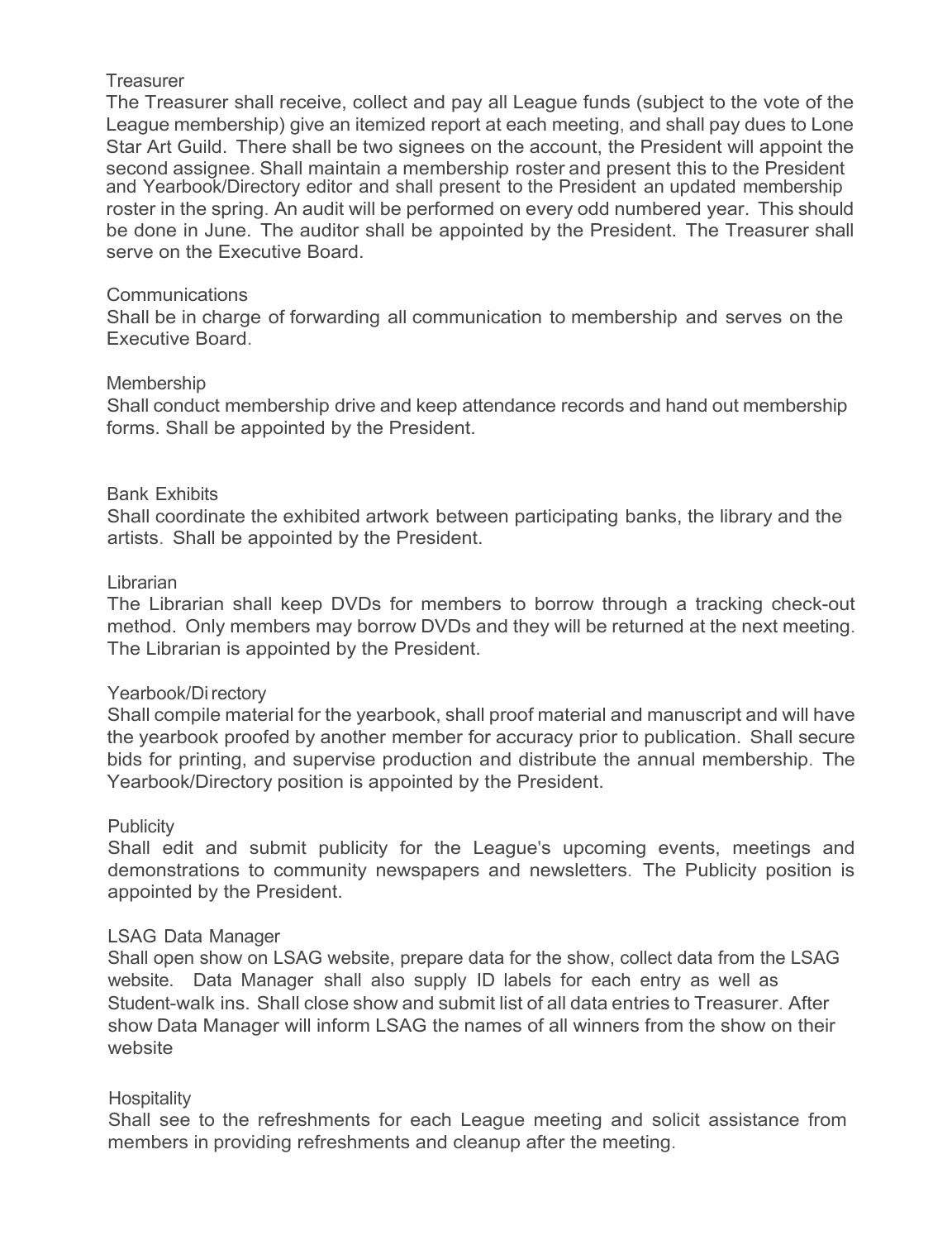### Treasurer

The Treasurer shall receive, collect and pay all League funds (subject to the vote of the League membership) give an itemized report at each meeting, and shall pay dues to Lone Star Art Guild. There shall be two signees on the account, the President will appoint the second assignee. Shall maintain a membership roster and present this to the President and Yearbook/Directory editor and shall present to the President an updated membership roster in the spring. An audit will be performed on every odd numbered year. This should be done in June. The auditor shall be appointed by the President. The Treasurer shall serve on the Executive Board.

### Communications

Shall be in charge of forwarding all communication to membership and serves on the Executive Board.

### Membership

Shall conduct membership drive and keep attendance records and hand out membership forms. Shall be appointed by the President.

### Bank Exhibits

Shall coordinate the exhibited artwork between participating banks, the library and the artists. Shall be appointed by the President.

### Librarian

The Librarian shall keep DVDs for members to borrow through a tracking check-out method. Only members may borrow DVDs and they will be returned at the next meeting. The Librarian is appointed by the President.

### Yearbook/Directory

Shall compile material for the yearbook, shall proof material and manuscript and will have the yearbook proofed by another member for accuracy prior to publication. Shall secure bids for printing, and supervise production and distribute the annual membership. The Yearbook/Directory position is appointed by the President.

### Publicity

Shall edit and submit publicity for the League's upcoming events, meetings and demonstrations to community newspapers and newsletters. The Publicity position is appointed by the President.

### LSAG Data Manager

Shall open show on LSAG website, prepare data for the show, collect data from the LSAG website. Data Manager shall also supply ID labels for each entry as well as Student-walk ins. Shall close show and submit list of all data entries to Treasurer. After show Data Manager will inform LSAG the names of all winners from the show on their website

### Hospitality

Shall see to the refreshments for each League meeting and solicit assistance from members in providing refreshments and cleanup after the meeting.